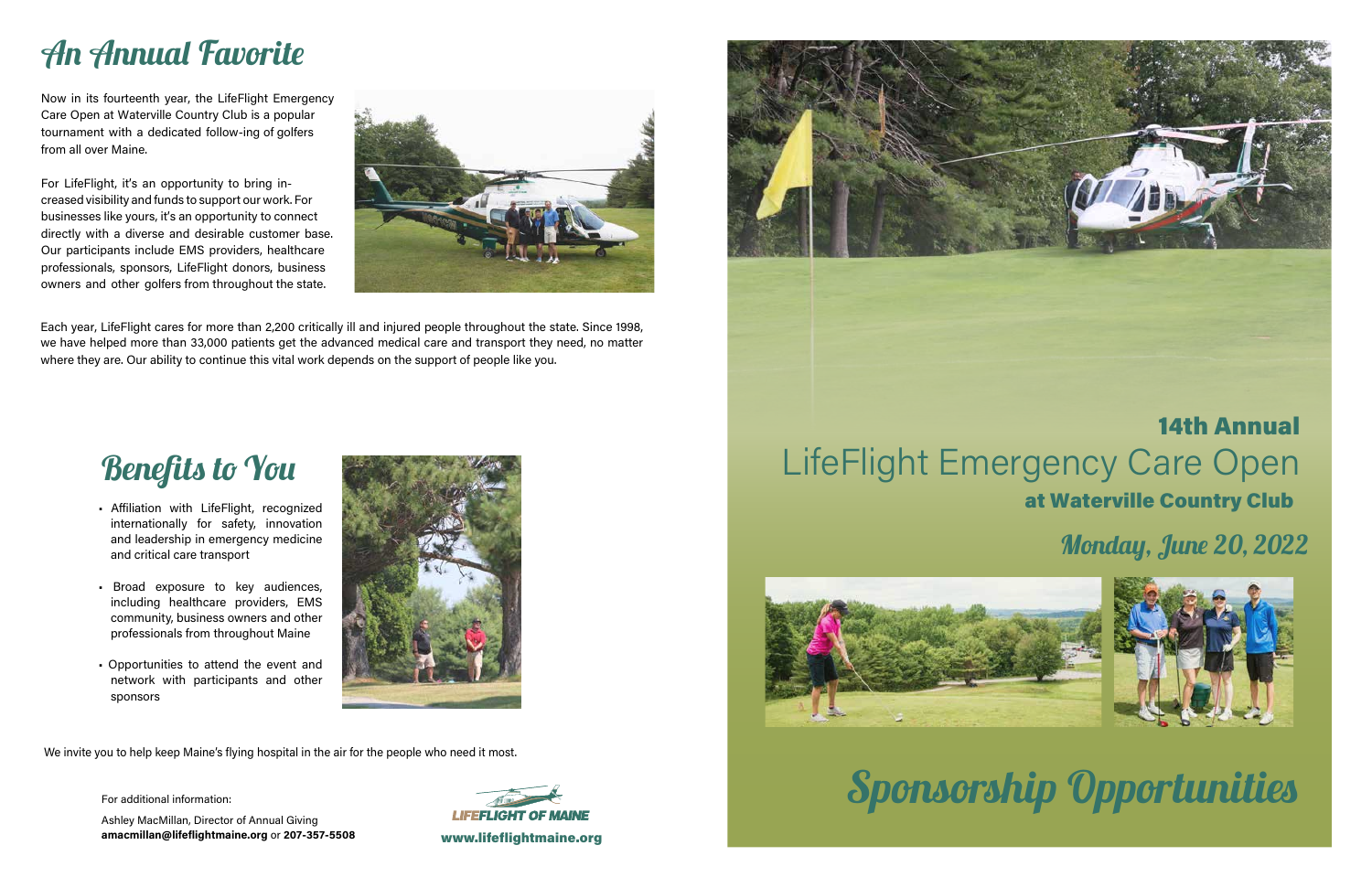# An Annual Favorite

Now in its fourteenth year, the LifeFlight Emergency Care Open at Waterville Country Club is a popular tournament with a dedicated follow-ing of golfers from all over Maine.

For LifeFlight, it's an opportunity to bring in-creased visibility and funds to support our work. For businesses like yours, it's an opportunity to connect directly with a diverse and desirable customer base. Our participants include EMS providers, healthcare professionals, sponsors, LifeFlight donors, business owners and other golfers from throughout the state.

Each year, LifeFlight cares for more than 2,200 critically ill and injured people throughout the state. Since 1998, we have helped more than 33,000 patients get the advanced medical care and transport they need, no matter where they are. Our ability to continue this vital work depends on the support of people like you.

# Benefits to You

- Affiliation with LifeFlight, recognized internationally for safety, innovation and leadership in emergency medicine and critical care transport
- Broad exposure to key audiences, including healthcare providers, EMS community, business owners and other professionals from throughout Maine
- Opportunities to attend the event and network with participants and other sponsors

We invite you to help keep Maine's flying hospital in the air for the people who need it most.

For additional information:

Ashley MacMillan, Director of Annual Giving
**amacmillan@lifeflightmaine.org** or **207-357-5508**

LIFEFLIGHT OF MAINE
**www.lifeflightmaine.org**

## 14th Annual

# LifeFlight Emergency Care Open

## at Waterville Country Club

## Monday, June 20, 2022

# Sponsorship Opportunities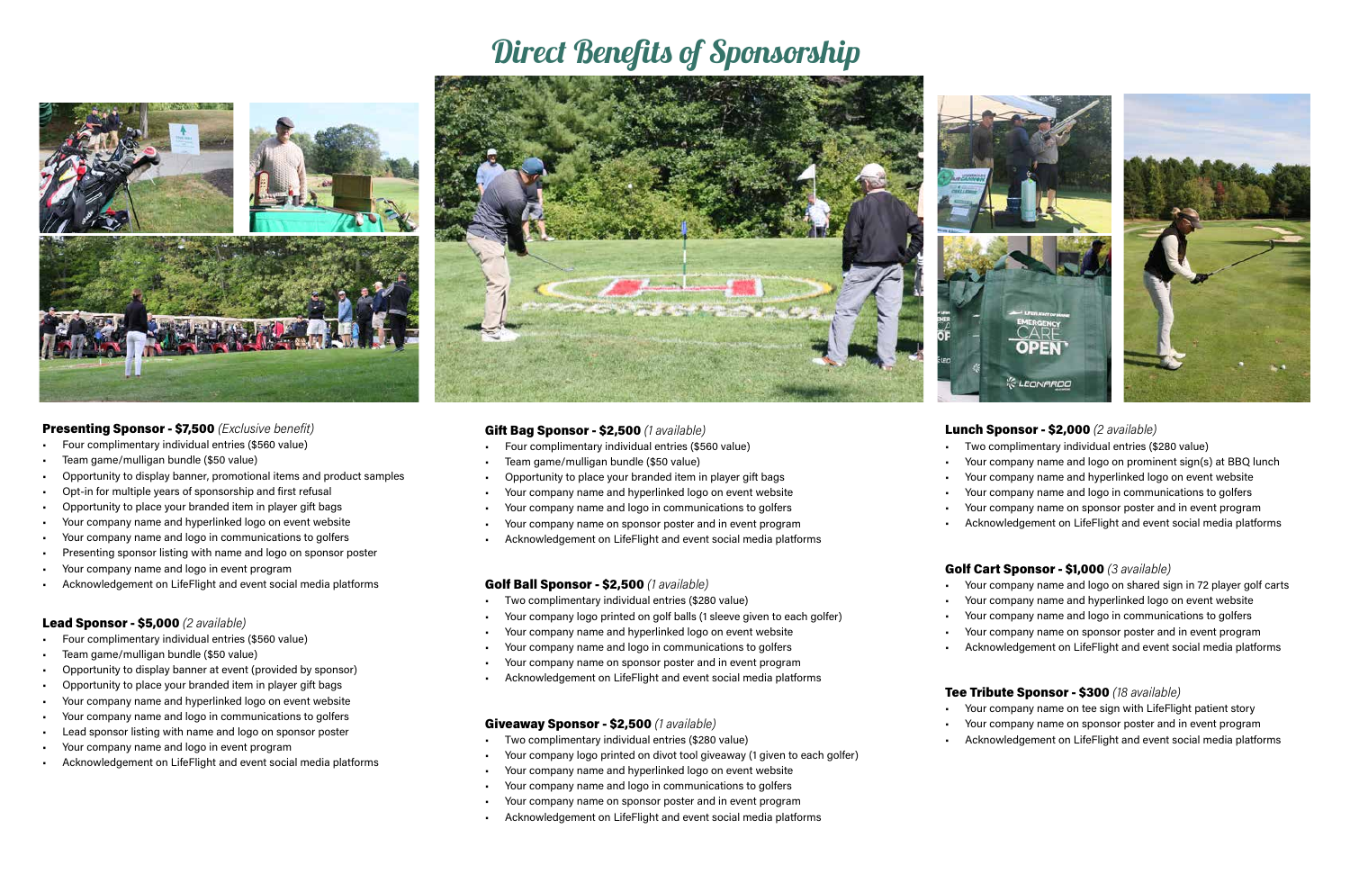# Direct Benefits of Sponsorship

**Presenting Sponsor - $7,500** *(Exclusive benefit)*

- Four complimentary individual entries ($560 value)
- Team game/mulligan bundle ($50 value)
- Opportunity to display banner, promotional items and product samples
- Opt-in for multiple years of sponsorship and first refusal
- Opportunity to place your branded item in player gift bags
- Your company name and hyperlinked logo on event website
- Your company name and logo in communications to golfers
- Presenting sponsor listing with name and logo on sponsor poster
- Your company name and logo in event program
- Acknowledgement on LifeFlight and event social media platforms

**Lead Sponsor - $5,000** *(2 available)*

- Four complimentary individual entries ($560 value)
- Team game/mulligan bundle ($50 value)
- Opportunity to display banner at event (provided by sponsor)
- Opportunity to place your branded item in player gift bags
- Your company name and hyperlinked logo on event website
- Your company name and logo in communications to golfers
- Lead sponsor listing with name and logo on sponsor poster
- Your company name and logo in event program
- Acknowledgement on LifeFlight and event social media platforms

**Gift Bag Sponsor - $2,500** *(1 available)*

- Four complimentary individual entries ($560 value)
- Team game/mulligan bundle ($50 value)
- Opportunity to place your branded item in player gift bags
- Your company name and hyperlinked logo on event website
- Your company name and logo in communications to golfers
- Your company name on sponsor poster and in event program
- Acknowledgement on LifeFlight and event social media platforms

**Golf Ball Sponsor - $2,500** *(1 available)*

- Two complimentary individual entries ($280 value)
- Your company logo printed on golf balls (1 sleeve given to each golfer)
- Your company name and hyperlinked logo on event website
- Your company name and logo in communications to golfers
- Your company name on sponsor poster and in event program
- Acknowledgement on LifeFlight and event social media platforms

**Giveaway Sponsor - $2,500** *(1 available)*

- Two complimentary individual entries ($280 value)
- Your company logo printed on divot tool giveaway (1 given to each golfer)
- Your company name and hyperlinked logo on event website
- Your company name and logo in communications to golfers
- Your company name on sponsor poster and in event program
- Acknowledgement on LifeFlight and event social media platforms

**Lunch Sponsor - $2,000** *(2 available)*

- Two complimentary individual entries ($280 value)
- Your company name and logo on prominent sign(s) at BBQ lunch
- Your company name and hyperlinked logo on event website
- Your company name and logo in communications to golfers
- Your company name on sponsor poster and in event program
- Acknowledgement on LifeFlight and event social media platforms

**Golf Cart Sponsor - $1,000** *(3 available)*

- Your company name and logo on shared sign in 72 player golf carts
- Your company name and hyperlinked logo on event website
- Your company name and logo in communications to golfers
- Your company name on sponsor poster and in event program
- Acknowledgement on LifeFlight and event social media platforms

**Tee Tribute Sponsor - $300** *(18 available)*

- Your company name on tee sign with LifeFlight patient story
- Your company name on sponsor poster and in event program
- Acknowledgement on LifeFlight and event social media platforms